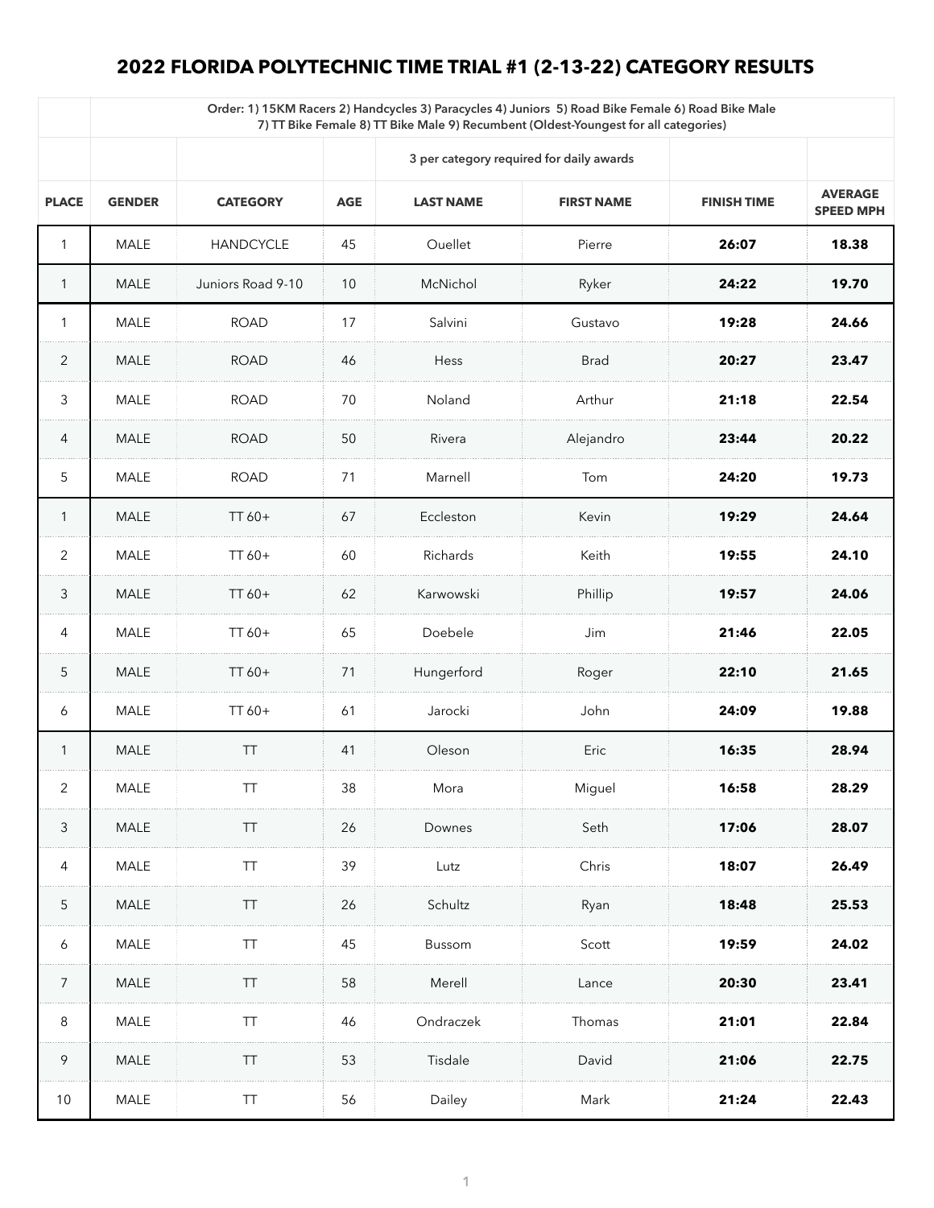# 2022 FLORIDA POLYTECHNIC TIME TRIAL #1 (2-13-22) CATEGORY RESULTS

| | Order: 1) 15KM Racers 2) Handcycles 3) Paracycles 4) Juniors 5) Road Bike Female 6) Road Bike Male 7) TT Bike Female 8) TT Bike Male 9) Recumbent (Oldest-Youngest for all categories) | | | | | | |
|---|---|---|---|---|---|---|---|
| | | | | 3 per category required for daily awards | | | |
| **PLACE** | **GENDER** | **CATEGORY** | **AGE** | **LAST NAME** | **FIRST NAME** | **FINISH TIME** | **AVERAGE SPEED MPH** |
| 1 | MALE | HANDCYCLE | 45 | Ouellet | Pierre | **26:07** | **18.38** |
| 1 | MALE | Juniors Road 9-10 | 10 | McNichol | Ryker | **24:22** | **19.70** |
| 1 | MALE | ROAD | 17 | Salvini | Gustavo | **19:28** | **24.66** |
| 2 | MALE | ROAD | 46 | Hess | Brad | **20:27** | **23.47** |
| 3 | MALE | ROAD | 70 | Noland | Arthur | **21:18** | **22.54** |
| 4 | MALE | ROAD | 50 | Rivera | Alejandro | **23:44** | **20.22** |
| 5 | MALE | ROAD | 71 | Marnell | Tom | **24:20** | **19.73** |
| 1 | MALE | TT 60+ | 67 | Eccleston | Kevin | **19:29** | **24.64** |
| 2 | MALE | TT 60+ | 60 | Richards | Keith | **19:55** | **24.10** |
| 3 | MALE | TT 60+ | 62 | Karwowski | Phillip | **19:57** | **24.06** |
| 4 | MALE | TT 60+ | 65 | Doebele | Jim | **21:46** | **22.05** |
| 5 | MALE | TT 60+ | 71 | Hungerford | Roger | **22:10** | **21.65** |
| 6 | MALE | TT 60+ | 61 | Jarocki | John | **24:09** | **19.88** |
| 1 | MALE | TT | 41 | Oleson | Eric | **16:35** | **28.94** |
| 2 | MALE | TT | 38 | Mora | Miguel | **16:58** | **28.29** |
| 3 | MALE | TT | 26 | Downes | Seth | **17:06** | **28.07** |
| 4 | MALE | TT | 39 | Lutz | Chris | **18:07** | **26.49** |
| 5 | MALE | TT | 26 | Schultz | Ryan | **18:48** | **25.53** |
| 6 | MALE | TT | 45 | Bussom | Scott | **19:59** | **24.02** |
| 7 | MALE | TT | 58 | Merell | Lance | **20:30** | **23.41** |
| 8 | MALE | TT | 46 | Ondraczek | Thomas | **21:01** | **22.84** |
| 9 | MALE | TT | 53 | Tisdale | David | **21:06** | **22.75** |
| 10 | MALE | TT | 56 | Dailey | Mark | **21:24** | **22.43** |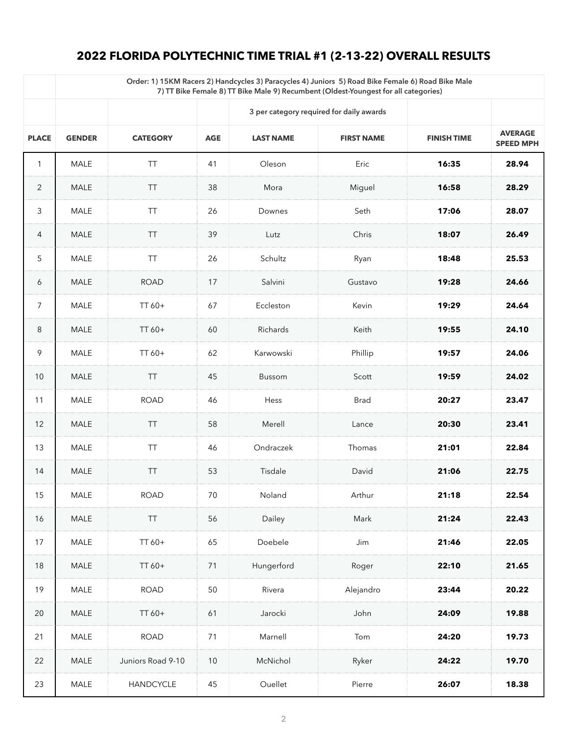# 2022 FLORIDA POLYTECHNIC TIME TRIAL #1 (2-13-22) OVERALL RESULTS

| | | | | | | | |
|---|---|---|---|---|---|---|---|
| | Order: 1) 15KM Racers 2) Handcycles 3) Paracycles 4) Juniors 5) Road Bike Female 6) Road Bike Male 7) TT Bike Female 8) TT Bike Male 9) Recumbent (Oldest-Youngest for all categories) | | | | | | |
| | | | | 3 per category required for daily awards | | | |
| **PLACE** | **GENDER** | **CATEGORY** | **AGE** | **LAST NAME** | **FIRST NAME** | **FINISH TIME** | **AVERAGE SPEED MPH** |
| 1 | MALE | TT | 41 | Oleson | Eric | **16:35** | **28.94** |
| 2 | MALE | TT | 38 | Mora | Miguel | **16:58** | **28.29** |
| 3 | MALE | TT | 26 | Downes | Seth | **17:06** | **28.07** |
| 4 | MALE | TT | 39 | Lutz | Chris | **18:07** | **26.49** |
| 5 | MALE | TT | 26 | Schultz | Ryan | **18:48** | **25.53** |
| 6 | MALE | ROAD | 17 | Salvini | Gustavo | **19:28** | **24.66** |
| 7 | MALE | TT 60+ | 67 | Eccleston | Kevin | **19:29** | **24.64** |
| 8 | MALE | TT 60+ | 60 | Richards | Keith | **19:55** | **24.10** |
| 9 | MALE | TT 60+ | 62 | Karwowski | Phillip | **19:57** | **24.06** |
| 10 | MALE | TT | 45 | Bussom | Scott | **19:59** | **24.02** |
| 11 | MALE | ROAD | 46 | Hess | Brad | **20:27** | **23.47** |
| 12 | MALE | TT | 58 | Merell | Lance | **20:30** | **23.41** |
| 13 | MALE | TT | 46 | Ondraczek | Thomas | **21:01** | **22.84** |
| 14 | MALE | TT | 53 | Tisdale | David | **21:06** | **22.75** |
| 15 | MALE | ROAD | 70 | Noland | Arthur | **21:18** | **22.54** |
| 16 | MALE | TT | 56 | Dailey | Mark | **21:24** | **22.43** |
| 17 | MALE | TT 60+ | 65 | Doebele | Jim | **21:46** | **22.05** |
| 18 | MALE | TT 60+ | 71 | Hungerford | Roger | **22:10** | **21.65** |
| 19 | MALE | ROAD | 50 | Rivera | Alejandro | **23:44** | **20.22** |
| 20 | MALE | TT 60+ | 61 | Jarocki | John | **24:09** | **19.88** |
| 21 | MALE | ROAD | 71 | Marnell | Tom | **24:20** | **19.73** |
| 22 | MALE | Juniors Road 9-10 | 10 | McNichol | Ryker | **24:22** | **19.70** |
| 23 | MALE | HANDCYCLE | 45 | Ouellet | Pierre | **26:07** | **18.38** |